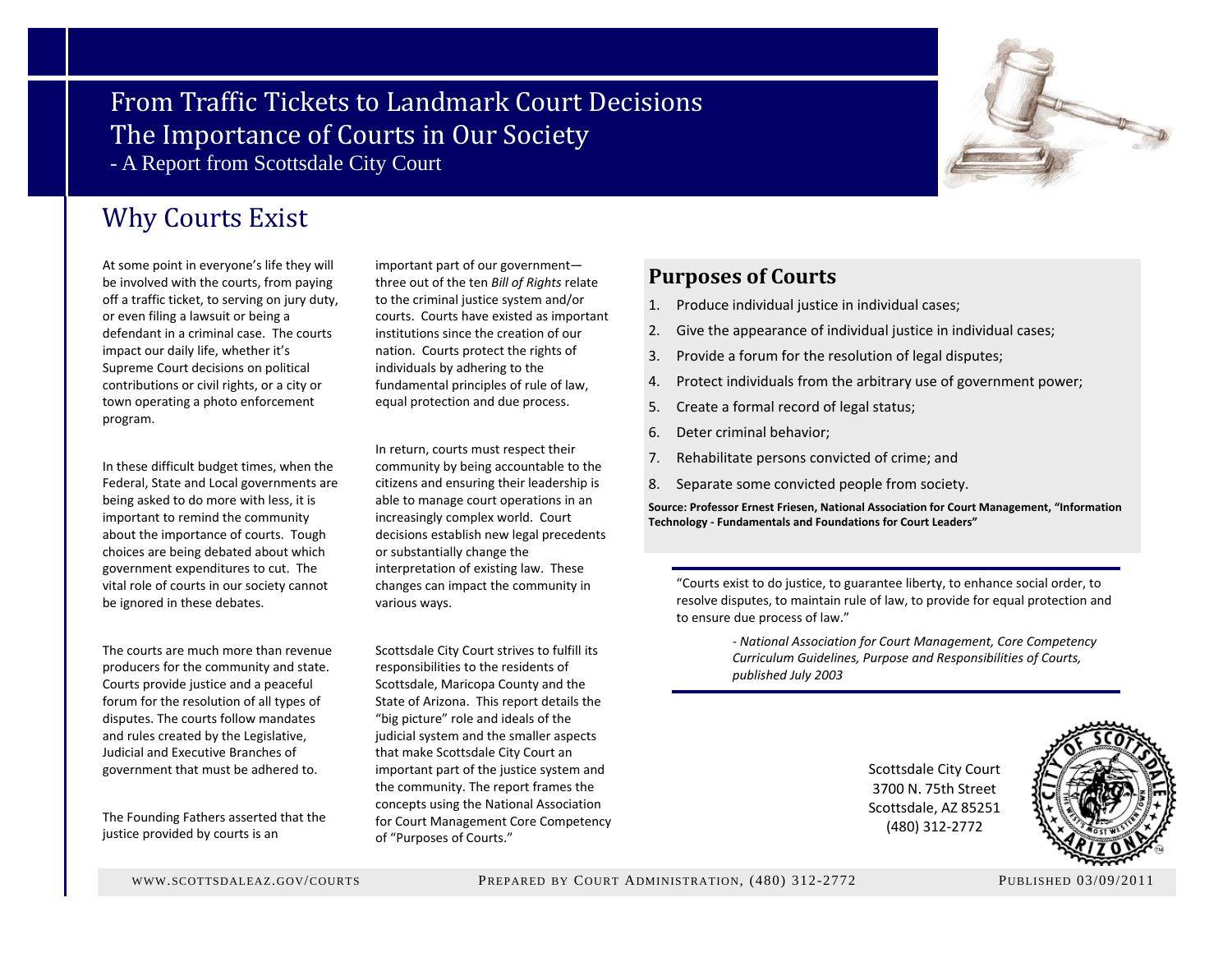# From Traffic Tickets to Landmark Court Decisions
# The Importance of Courts in Our Society
- A Report from Scottsdale City Court

## Why Courts Exist

At some point in everyone's life they will be involved with the courts, from paying off a traffic ticket, to serving on jury duty, or even filing a lawsuit or being a defendant in a criminal case. The courts impact our daily life, whether it's Supreme Court decisions on political contributions or civil rights, or a city or town operating a photo enforcement program.

In these difficult budget times, when the Federal, State and Local governments are being asked to do more with less, it is important to remind the community about the importance of courts. Tough choices are being debated about which government expenditures to cut. The vital role of courts in our society cannot be ignored in these debates.

The courts are much more than revenue producers for the community and state. Courts provide justice and a peaceful forum for the resolution of all types of disputes. The courts follow mandates and rules created by the Legislative, Judicial and Executive Branches of government that must be adhered to.

The Founding Fathers asserted that the justice provided by courts is an important part of our government—three out of the ten *Bill of Rights* relate to the criminal justice system and/or courts. Courts have existed as important institutions since the creation of our nation. Courts protect the rights of individuals by adhering to the fundamental principles of rule of law, equal protection and due process.

In return, courts must respect their community by being accountable to the citizens and ensuring their leadership is able to manage court operations in an increasingly complex world. Court decisions establish new legal precedents or substantially change the interpretation of existing law. These changes can impact the community in various ways.

Scottsdale City Court strives to fulfill its responsibilities to the residents of Scottsdale, Maricopa County and the State of Arizona. This report details the "big picture" role and ideals of the judicial system and the smaller aspects that make Scottsdale City Court an important part of the justice system and the community. The report frames the concepts using the National Association for Court Management Core Competency of "Purposes of Courts."

### Purposes of Courts

1. Produce individual justice in individual cases;
2. Give the appearance of individual justice in individual cases;
3. Provide a forum for the resolution of legal disputes;
4. Protect individuals from the arbitrary use of government power;
5. Create a formal record of legal status;
6. Deter criminal behavior;
7. Rehabilitate persons convicted of crime; and
8. Separate some convicted people from society.

**Source: Professor Ernest Friesen, National Association for Court Management, "Information Technology - Fundamentals and Foundations for Court Leaders"**

"Courts exist to do justice, to guarantee liberty, to enhance social order, to resolve disputes, to maintain rule of law, to provide for equal protection and to ensure due process of law."

*- National Association for Court Management, Core Competency Curriculum Guidelines, Purpose and Responsibilities of Courts, published July 2003*

Scottsdale City Court
3700 N. 75th Street
Scottsdale, AZ 85251
(480) 312-2772

WWW.SCOTTSDALEAZ.GOV/COURTS    PREPARED BY COURT ADMINISTRATION, (480) 312-2772    PUBLISHED 03/09/2011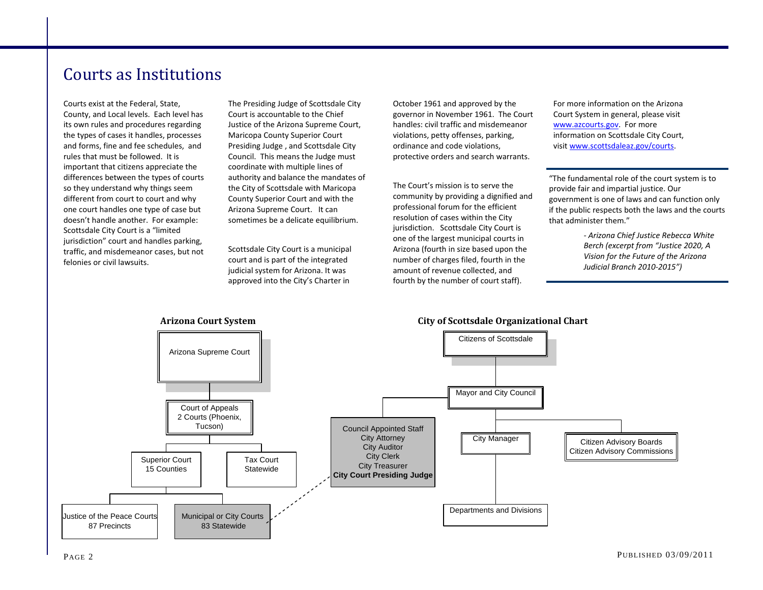# Courts as Institutions

Courts exist at the Federal, State, County, and Local levels. Each level has its own rules and procedures regarding the types of cases it handles, processes and forms, fine and fee schedules, and rules that must be followed. It is important that citizens appreciate the differences between the types of courts so they understand why things seem different from court to court and why one court handles one type of case but doesn't handle another. For example: Scottsdale City Court is a "limited jurisdiction" court and handles parking, traffic, and misdemeanor cases, but not felonies or civil lawsuits.

The Presiding Judge of Scottsdale City Court is accountable to the Chief Justice of the Arizona Supreme Court, Maricopa County Superior Court Presiding Judge , and Scottsdale City Council. This means the Judge must coordinate with multiple lines of authority and balance the mandates of the City of Scottsdale with Maricopa County Superior Court and with the Arizona Supreme Court. It can sometimes be a delicate equilibrium.

Scottsdale City Court is a municipal court and is part of the integrated judicial system for Arizona. It was approved into the City's Charter in October 1961 and approved by the governor in November 1961. The Court handles: civil traffic and misdemeanor violations, petty offenses, parking, ordinance and code violations, protective orders and search warrants.

The Court's mission is to serve the community by providing a dignified and professional forum for the efficient resolution of cases within the City jurisdiction. Scottsdale City Court is one of the largest municipal courts in Arizona (fourth in size based upon the number of charges filed, fourth in the amount of revenue collected, and fourth by the number of court staff).

For more information on the Arizona Court System in general, please visit www.azcourts.gov. For more information on Scottsdale City Court, visit www.scottsdaleaz.gov/courts.

"The fundamental role of the court system is to provide fair and impartial justice. Our government is one of laws and can function only if the public respects both the laws and the courts that administer them."

*- Arizona Chief Justice Rebecca White Berch (excerpt from "Justice 2020, A Vision for the Future of the Arizona Judicial Branch 2010-2015")*

**Arizona Court System**

- Arizona Supreme Court
  - Court of Appeals 2 Courts (Phoenix, Tucson)
    - Superior Court 15 Counties
      - Justice of the Peace Courts 87 Precincts
      - Municipal or City Courts 83 Statewide
    - Tax Court Statewide

**City of Scottsdale Organizational Chart**

- Citizens of Scottsdale
  - Mayor and City Council
    - Council Appointed Staff: City Attorney, City Auditor, City Clerk, City Treasurer, **City Court Presiding Judge**
    - City Manager
      - Departments and Divisions
    - Citizen Advisory Boards, Citizen Advisory Commissions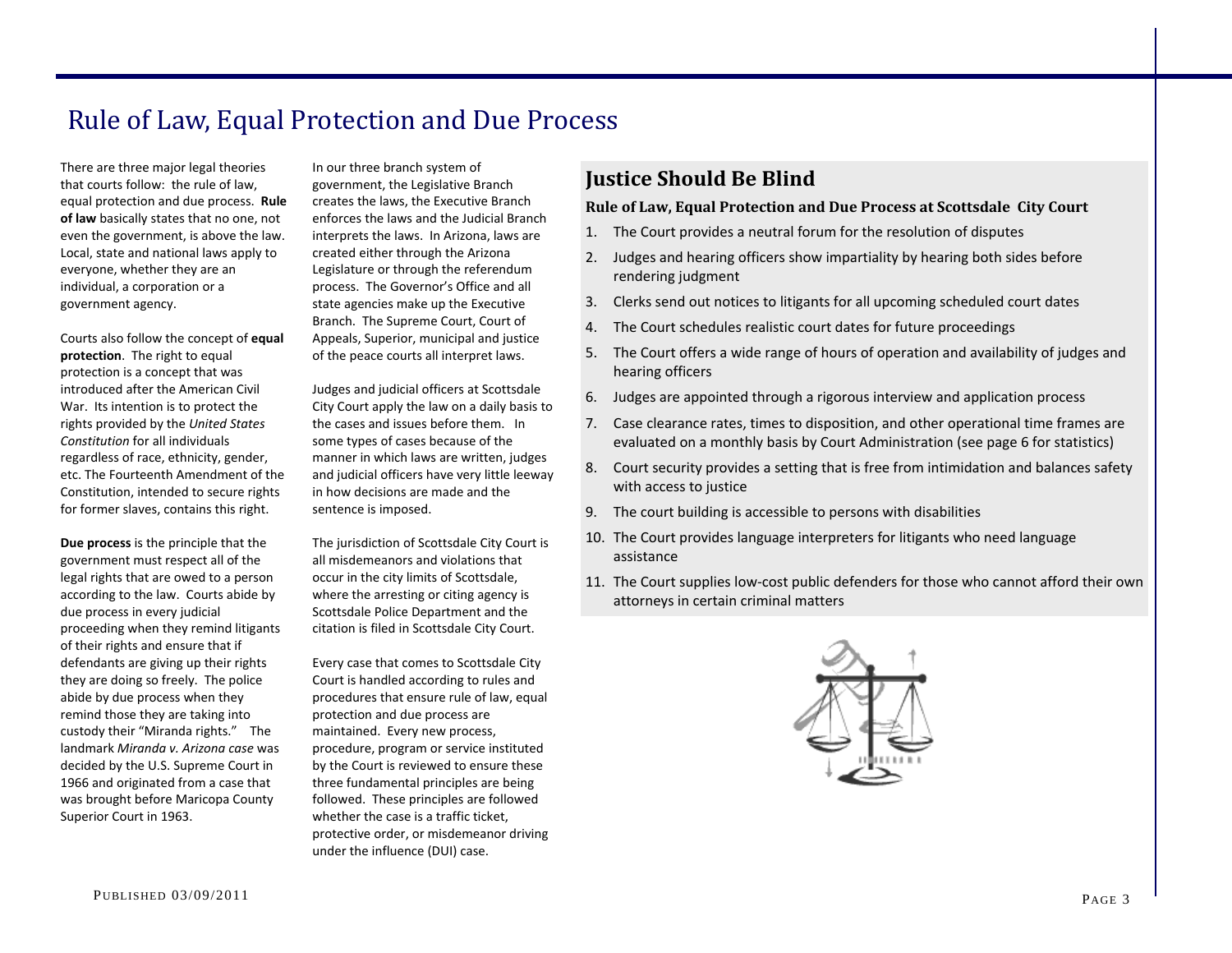# Rule of Law, Equal Protection and Due Process

There are three major legal theories that courts follow: the rule of law, equal protection and due process. **Rule of law** basically states that no one, not even the government, is above the law. Local, state and national laws apply to everyone, whether they are an individual, a corporation or a government agency.

Courts also follow the concept of **equal protection**. The right to equal protection is a concept that was introduced after the American Civil War. Its intention is to protect the rights provided by the *United States Constitution* for all individuals regardless of race, ethnicity, gender, etc. The Fourteenth Amendment of the Constitution, intended to secure rights for former slaves, contains this right.

**Due process** is the principle that the government must respect all of the legal rights that are owed to a person according to the law. Courts abide by due process in every judicial proceeding when they remind litigants of their rights and ensure that if defendants are giving up their rights they are doing so freely. The police abide by due process when they remind those they are taking into custody their "Miranda rights." The landmark *Miranda v. Arizona case* was decided by the U.S. Supreme Court in 1966 and originated from a case that was brought before Maricopa County Superior Court in 1963.

In our three branch system of government, the Legislative Branch creates the laws, the Executive Branch enforces the laws and the Judicial Branch interprets the laws. In Arizona, laws are created either through the Arizona Legislature or through the referendum process. The Governor's Office and all state agencies make up the Executive Branch. The Supreme Court, Court of Appeals, Superior, municipal and justice of the peace courts all interpret laws.

Judges and judicial officers at Scottsdale City Court apply the law on a daily basis to the cases and issues before them. In some types of cases because of the manner in which laws are written, judges and judicial officers have very little leeway in how decisions are made and the sentence is imposed.

The jurisdiction of Scottsdale City Court is all misdemeanors and violations that occur in the city limits of Scottsdale, where the arresting or citing agency is Scottsdale Police Department and the citation is filed in Scottsdale City Court.

Every case that comes to Scottsdale City Court is handled according to rules and procedures that ensure rule of law, equal protection and due process are maintained. Every new process, procedure, program or service instituted by the Court is reviewed to ensure these three fundamental principles are being followed. These principles are followed whether the case is a traffic ticket, protective order, or misdemeanor driving under the influence (DUI) case.

## Justice Should Be Blind

### Rule of Law, Equal Protection and Due Process at Scottsdale City Court

1. The Court provides a neutral forum for the resolution of disputes
2. Judges and hearing officers show impartiality by hearing both sides before rendering judgment
3. Clerks send out notices to litigants for all upcoming scheduled court dates
4. The Court schedules realistic court dates for future proceedings
5. The Court offers a wide range of hours of operation and availability of judges and hearing officers
6. Judges are appointed through a rigorous interview and application process
7. Case clearance rates, times to disposition, and other operational time frames are evaluated on a monthly basis by Court Administration (see page 6 for statistics)
8. Court security provides a setting that is free from intimidation and balances safety with access to justice
9. The court building is accessible to persons with disabilities
10. The Court provides language interpreters for litigants who need language assistance
11. The Court supplies low-cost public defenders for those who cannot afford their own attorneys in certain criminal matters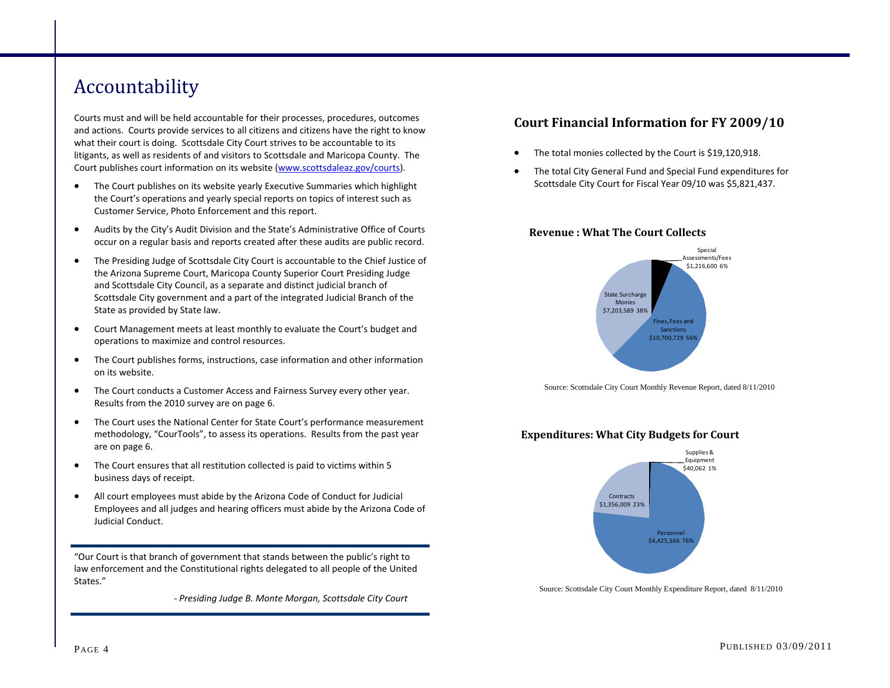# Accountability

Courts must and will be held accountable for their processes, procedures, outcomes and actions. Courts provide services to all citizens and citizens have the right to know what their court is doing. Scottsdale City Court strives to be accountable to its litigants, as well as residents of and visitors to Scottsdale and Maricopa County. The Court publishes court information on its website ([www.scottsdaleaz.gov/courts](www.scottsdaleaz.gov/courts)).

- The Court publishes on its website yearly Executive Summaries which highlight the Court's operations and yearly special reports on topics of interest such as Customer Service, Photo Enforcement and this report.
- Audits by the City's Audit Division and the State's Administrative Office of Courts occur on a regular basis and reports created after these audits are public record.
- The Presiding Judge of Scottsdale City Court is accountable to the Chief Justice of the Arizona Supreme Court, Maricopa County Superior Court Presiding Judge and Scottsdale City Council, as a separate and distinct judicial branch of Scottsdale City government and a part of the integrated Judicial Branch of the State as provided by State law.
- Court Management meets at least monthly to evaluate the Court's budget and operations to maximize and control resources.
- The Court publishes forms, instructions, case information and other information on its website.
- The Court conducts a Customer Access and Fairness Survey every other year. Results from the 2010 survey are on page 6.
- The Court uses the National Center for State Court's performance measurement methodology, "CourTools", to assess its operations. Results from the past year are on page 6.
- The Court ensures that all restitution collected is paid to victims within 5 business days of receipt.
- All court employees must abide by the Arizona Code of Conduct for Judicial Employees and all judges and hearing officers must abide by the Arizona Code of Judicial Conduct.

"Our Court is that branch of government that stands between the public's right to law enforcement and the Constitutional rights delegated to all people of the United States."

*- Presiding Judge B. Monte Morgan, Scottsdale City Court*

## Court Financial Information for FY 2009/10

- The total monies collected by the Court is $19,120,918.
- The total City General Fund and Special Fund expenditures for Scottsdale City Court for Fiscal Year 09/10 was $5,821,437.

### Revenue : What The Court Collects

| Category | Amount | Percent |
|---|---|---|
| Special Assessments/Fees | $1,216,600 | 6% |
| Fines, Fees and Sanctions | $10,700,729 | 56% |
| State Surcharge Monies | $7,203,589 | 38% |

Source: Scottsdale City Court Monthly Revenue Report, dated 8/11/2010

### Expenditures: What City Budgets for Court

| Category | Amount | Percent |
|---|---|---|
| Supplies & Equipment | $40,062 | 1% |
| Personnel | $4,425,366 | 76% |
| Contracts | $1,356,009 | 23% |

Source: Scottsdale City Court Monthly Expenditure Report, dated 8/11/2010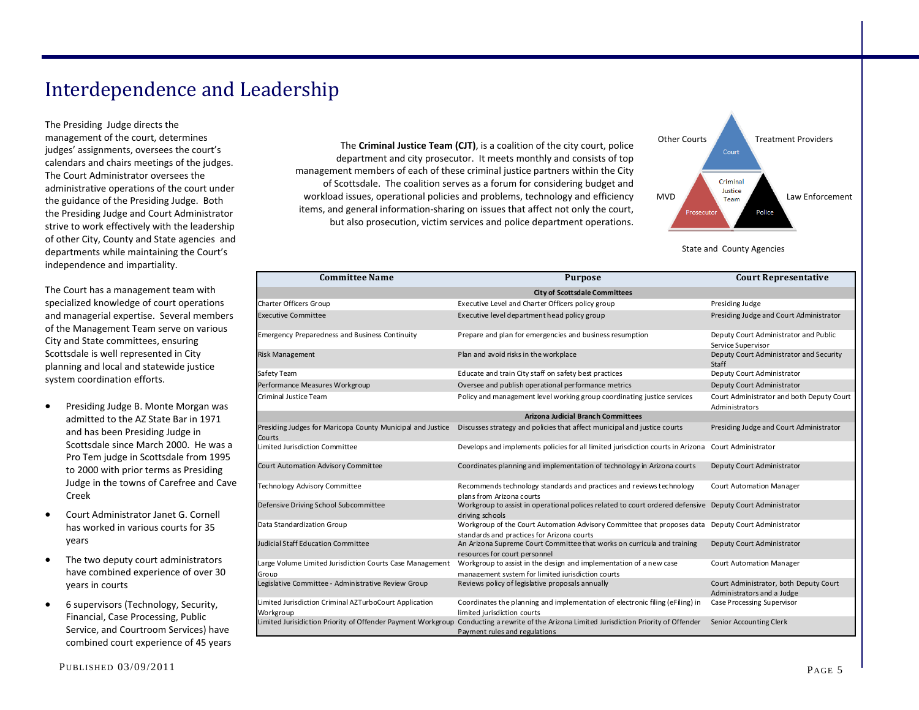# Interdependence and Leadership

The Presiding Judge directs the management of the court, determines judges' assignments, oversees the court's calendars and chairs meetings of the judges. The Court Administrator oversees the administrative operations of the court under the guidance of the Presiding Judge. Both the Presiding Judge and Court Administrator strive to work effectively with the leadership of other City, County and State agencies and departments while maintaining the Court's independence and impartiality.

The Court has a management team with specialized knowledge of court operations and managerial expertise. Several members of the Management Team serve on various City and State committees, ensuring Scottsdale is well represented in City planning and local and statewide justice system coordination efforts.

- Presiding Judge B. Monte Morgan was admitted to the AZ State Bar in 1971 and has been Presiding Judge in Scottsdale since March 2000. He was a Pro Tem judge in Scottsdale from 1995 to 2000 with prior terms as Presiding Judge in the towns of Carefree and Cave Creek
- Court Administrator Janet G. Cornell has worked in various courts for 35 years
- The two deputy court administrators have combined experience of over 30 years in courts
- 6 supervisors (Technology, Security, Financial, Case Processing, Public Service, and Courtroom Services) have combined court experience of 45 years

The **Criminal Justice Team (CJT)**, is a coalition of the city court, police department and city prosecutor. It meets monthly and consists of top management members of each of these criminal justice partners within the City of Scottsdale. The coalition serves as a forum for considering budget and workload issues, operational policies and problems, technology and efficiency items, and general information-sharing on issues that affect not only the court, but also prosecution, victim services and police department operations.

Other Courts | Treatment Providers | Court | Criminal Justice Team | MVD | Law Enforcement | Prosecutor | Police | State and County Agencies

| Committee Name | Purpose | Court Representative |
|---|---|---|
| **City of Scottsdale Committees** | | |
| Charter Officers Group | Executive Level and Charter Officers policy group | Presiding Judge |
| Executive Committee | Executive level department head policy group | Presiding Judge and Court Administrator |
| Emergency Preparedness and Business Continuity | Prepare and plan for emergencies and business resumption | Deputy Court Administrator and Public Service Supervisor |
| Risk Management | Plan and avoid risks in the workplace | Deputy Court Administrator and Security Staff |
| Safety Team | Educate and train City staff on safety best practices | Deputy Court Administrator |
| Performance Measures Workgroup | Oversee and publish operational performance metrics | Deputy Court Administrator |
| Criminal Justice Team | Policy and management level working group coordinating justice services | Court Administrator and both Deputy Court Administrators |
| **Arizona Judicial Branch Committees** | | |
| Presiding Judges for Maricopa County Municipal and Justice Courts | Discusses strategy and policies that affect municipal and justice courts | Presiding Judge and Court Administrator |
| Limited Jurisdiction Committee | Develops and implements policies for all limited jurisdiction courts in Arizona | Court Administrator |
| Court Automation Advisory Committee | Coordinates planning and implementation of technology in Arizona courts | Deputy Court Administrator |
| Technology Advisory Committee | Recommends technology standards and practices and reviews technology plans from Arizona courts | Court Automation Manager |
| Defensive Driving School Subcommittee | Workgroup to assist in operational polices related to court ordered defensive driving schools | Deputy Court Administrator |
| Data Standardization Group | Workgroup of the Court Automation Advisory Committee that proposes data standards and practices for Arizona courts | Deputy Court Administrator |
| Judicial Staff Education Committee | An Arizona Supreme Court Committee that works on curricula and training resources for court personnel | Deputy Court Administrator |
| Large Volume Limited Jurisdiction Courts Case Management Group | Workgroup to assist in the design and implementation of a new case management system for limited jurisdiction courts | Court Automation Manager |
| Legislative Committee - Administrative Review Group | Reviews policy of legislative proposals annually | Court Administrator, both Deputy Court Administrators and a Judge |
| Limited Jurisdiction Criminal AZTurboCourt Application Workgroup | Coordinates the planning and implementation of electronic filing (eFiling) in limited jurisdiction courts | Case Processing Supervisor |
| Limited Jurisidiction Priority of Offender Payment Workgroup | Conducting a rewrite of the Arizona Limited Jurisdiction Priority of Offender Payment rules and regulations | Senior Accounting Clerk |

PUBLISHED 03/09/2011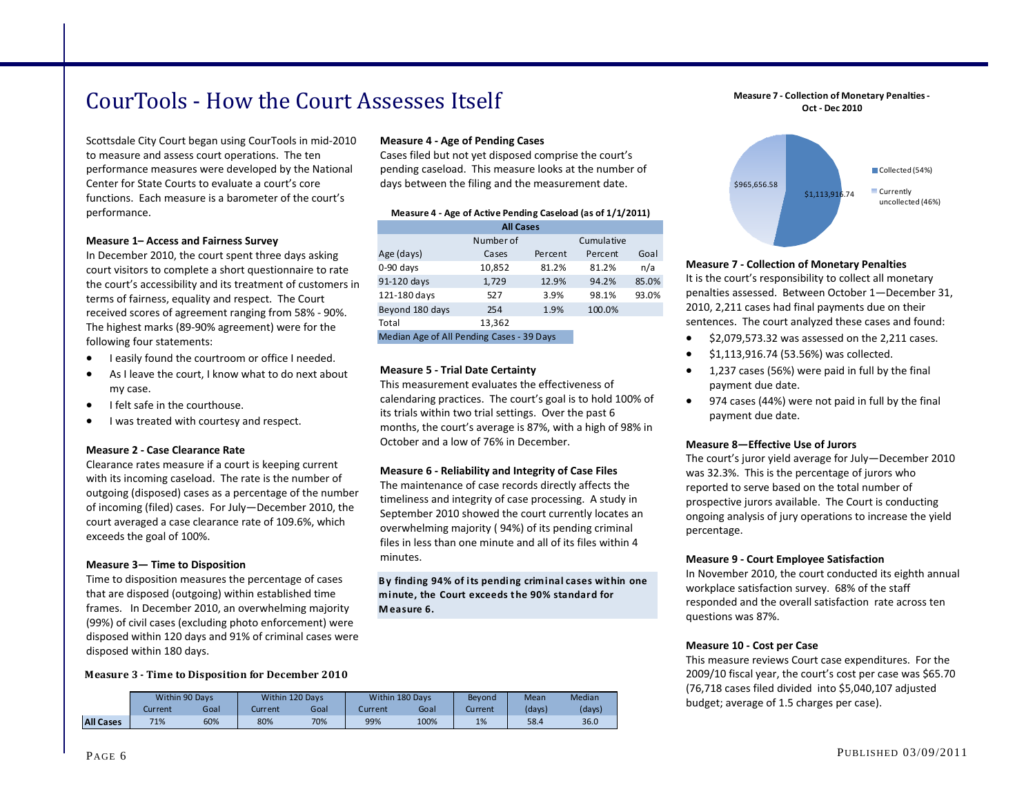# CourTools - How the Court Assesses Itself

Scottsdale City Court began using CourTools in mid-2010 to measure and assess court operations. The ten performance measures were developed by the National Center for State Courts to evaluate a court's core functions. Each measure is a barometer of the court's performance.

**Measure 1– Access and Fairness Survey**

In December 2010, the court spent three days asking court visitors to complete a short questionnaire to rate the court's accessibility and its treatment of customers in terms of fairness, equality and respect. The Court received scores of agreement ranging from 58% - 90%. The highest marks (89-90% agreement) were for the following four statements:

- I easily found the courtroom or office I needed.
- As I leave the court, I know what to do next about my case.
- I felt safe in the courthouse.
- I was treated with courtesy and respect.

**Measure 2 - Case Clearance Rate**

Clearance rates measure if a court is keeping current with its incoming caseload. The rate is the number of outgoing (disposed) cases as a percentage of the number of incoming (filed) cases. For July—December 2010, the court averaged a case clearance rate of 109.6%, which exceeds the goal of 100%.

**Measure 3— Time to Disposition**

Time to disposition measures the percentage of cases that are disposed (outgoing) within established time frames. In December 2010, an overwhelming majority (99%) of civil cases (excluding photo enforcement) were disposed within 120 days and 91% of criminal cases were disposed within 180 days.

**Measure 3 - Time to Disposition for December 2010**

| | Within 90 Days | | Within 120 Days | | Within 180 Days | | Beyond | Mean | Median |
|---|---|---|---|---|---|---|---|---|---|
| | Current | Goal | Current | Goal | Current | Goal | Current | (days) | (days) |
| **All Cases** | 71% | 60% | 80% | 70% | 99% | 100% | 1% | 58.4 | 36.0 |

**Measure 4 - Age of Pending Cases**

Cases filed but not yet disposed comprise the court's pending caseload. This measure looks at the number of days between the filing and the measurement date.

**Measure 4 - Age of Active Pending Caseload (as of 1/1/2011)**

| All Cases | | | | |
|---|---|---|---|---|
| Age (days) | Number of Cases | Percent | Cumulative Percent | Goal |
| 0-90 days | 10,852 | 81.2% | 81.2% | n/a |
| 91-120 days | 1,729 | 12.9% | 94.2% | 85.0% |
| 121-180 days | 527 | 3.9% | 98.1% | 93.0% |
| Beyond 180 days | 254 | 1.9% | 100.0% | |
| Total | 13,362 | | | |
| Median Age of All Pending Cases - 39 Days | | | | |

**Measure 5 - Trial Date Certainty**

This measurement evaluates the effectiveness of calendaring practices. The court's goal is to hold 100% of its trials within two trial settings. Over the past 6 months, the court's average is 87%, with a high of 98% in October and a low of 76% in December.

**Measure 6 - Reliability and Integrity of Case Files**

The maintenance of case records directly affects the timeliness and integrity of case processing. A study in September 2010 showed the court currently locates an overwhelming majority ( 94%) of its pending criminal files in less than one minute and all of its files within 4 minutes.

**By finding 94% of its pending criminal cases within one minute, the Court exceeds the 90% standard for Measure 6.**

**Measure 7 - Collection of Monetary Penalties - Oct - Dec 2010**

$965,656.58
$1,113,916.74
Collected (54%)
Currently uncollected (46%)

**Measure 7 - Collection of Monetary Penalties**

It is the court's responsibility to collect all monetary penalties assessed. Between October 1—December 31, 2010, 2,211 cases had final payments due on their sentences. The court analyzed these cases and found:

- $2,079,573.32 was assessed on the 2,211 cases.
- $1,113,916.74 (53.56%) was collected.
- 1,237 cases (56%) were paid in full by the final payment due date.
- 974 cases (44%) were not paid in full by the final payment due date.

**Measure 8—Effective Use of Jurors**

The court's juror yield average for July—December 2010 was 32.3%. This is the percentage of jurors who reported to serve based on the total number of prospective jurors available. The Court is conducting ongoing analysis of jury operations to increase the yield percentage.

**Measure 9 - Court Employee Satisfaction**

In November 2010, the court conducted its eighth annual workplace satisfaction survey. 68% of the staff responded and the overall satisfaction rate across ten questions was 87%.

**Measure 10 - Cost per Case**

This measure reviews Court case expenditures. For the 2009/10 fiscal year, the court's cost per case was $65.70 (76,718 cases filed divided into $5,040,107 adjusted budget; average of 1.5 charges per case).

Published 03/09/2011